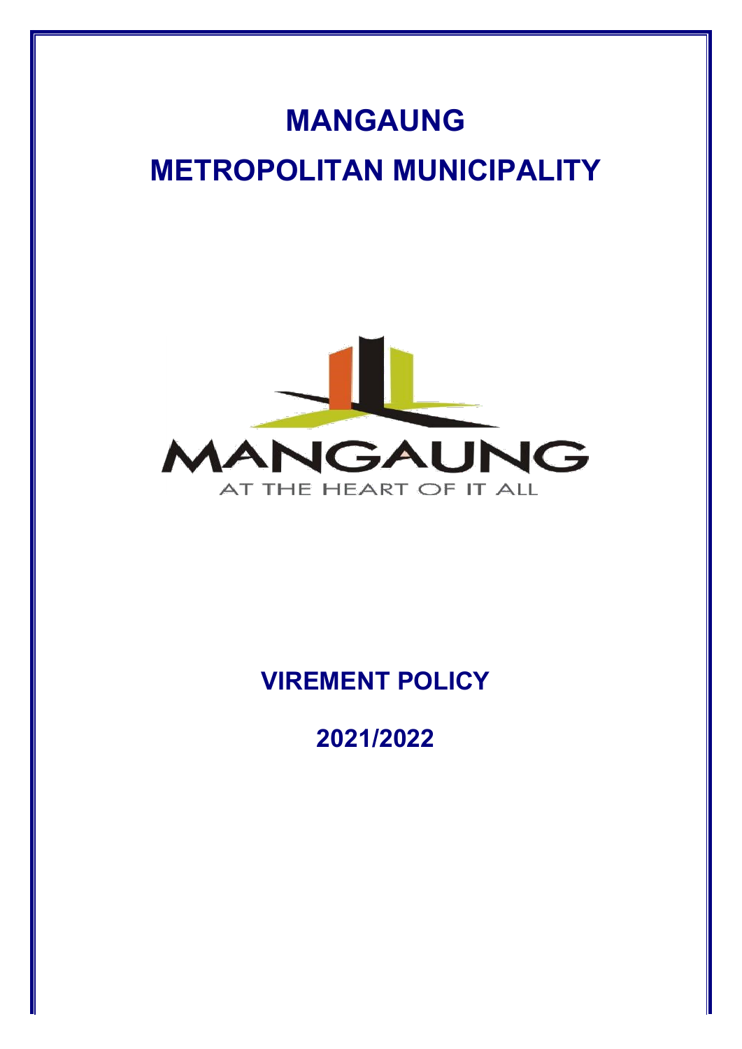# MANGAUNG

# METROPOLITAN MUNICIPALITY

MANGAUNG

AT THE HEART OF IT ALL

## VIREMENT POLICY

## 2021/2022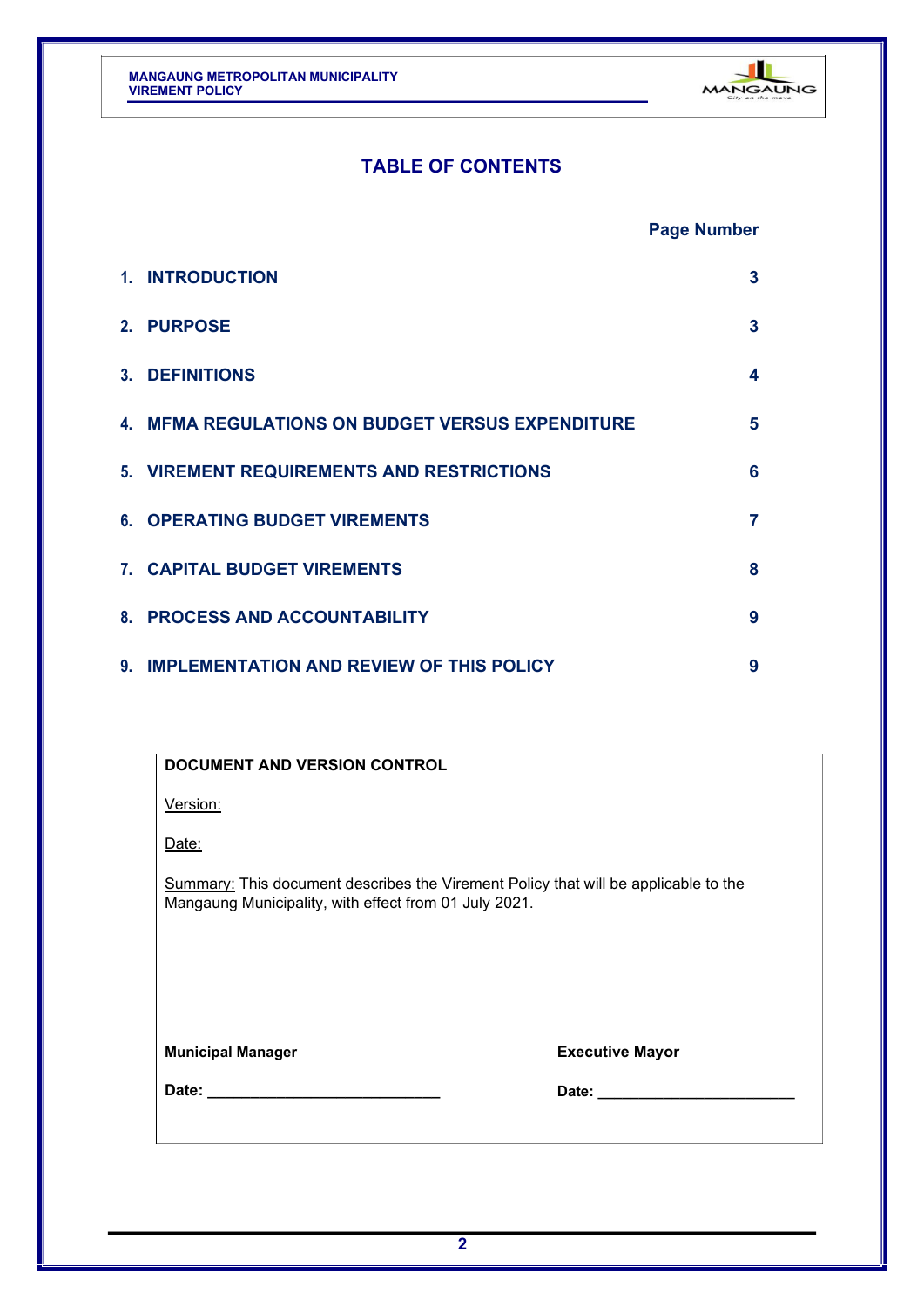## TABLE OF CONTENTS

| | Page Number |
|---|---|
| 1. INTRODUCTION | 3 |
| 2. PURPOSE | 3 |
| 3. DEFINITIONS | 4 |
| 4. MFMA REGULATIONS ON BUDGET VERSUS EXPENDITURE | 5 |
| 5. VIREMENT REQUIREMENTS AND RESTRICTIONS | 6 |
| 6. OPERATING BUDGET VIREMENTS | 7 |
| 7. CAPITAL BUDGET VIREMENTS | 8 |
| 8. PROCESS AND ACCOUNTABILITY | 9 |
| 9. IMPLEMENTATION AND REVIEW OF THIS POLICY | 9 |

**DOCUMENT AND VERSION CONTROL**

Version:

Date:

Summary: This document describes the Virement Policy that will be applicable to the Mangaung Municipality, with effect from 01 July 2021.

| **Municipal Manager** | **Executive Mayor** |
|---|---|
| **Date:** ___________________________ | **Date:** ________________________ |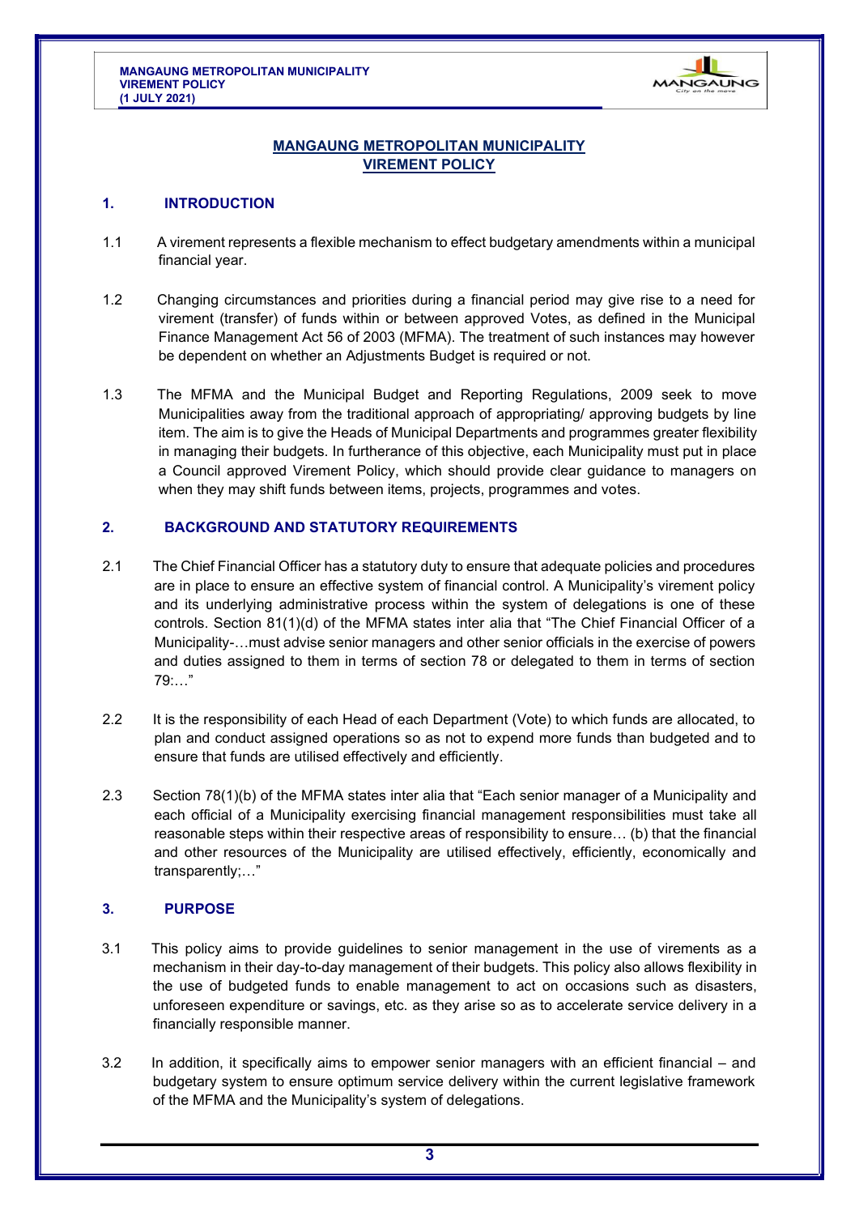# MANGAUNG METROPOLITAN MUNICIPALITY
# VIREMENT POLICY

## 1. INTRODUCTION

1.1 A virement represents a flexible mechanism to effect budgetary amendments within a municipal financial year.

1.2 Changing circumstances and priorities during a financial period may give rise to a need for virement (transfer) of funds within or between approved Votes, as defined in the Municipal Finance Management Act 56 of 2003 (MFMA). The treatment of such instances may however be dependent on whether an Adjustments Budget is required or not.

1.3 The MFMA and the Municipal Budget and Reporting Regulations, 2009 seek to move Municipalities away from the traditional approach of appropriating/ approving budgets by line item. The aim is to give the Heads of Municipal Departments and programmes greater flexibility in managing their budgets. In furtherance of this objective, each Municipality must put in place a Council approved Virement Policy, which should provide clear guidance to managers on when they may shift funds between items, projects, programmes and votes.

## 2. BACKGROUND AND STATUTORY REQUIREMENTS

2.1 The Chief Financial Officer has a statutory duty to ensure that adequate policies and procedures are in place to ensure an effective system of financial control. A Municipality's virement policy and its underlying administrative process within the system of delegations is one of these controls. Section 81(1)(d) of the MFMA states inter alia that "The Chief Financial Officer of a Municipality-…must advise senior managers and other senior officials in the exercise of powers and duties assigned to them in terms of section 78 or delegated to them in terms of section 79:…"

2.2 It is the responsibility of each Head of each Department (Vote) to which funds are allocated, to plan and conduct assigned operations so as not to expend more funds than budgeted and to ensure that funds are utilised effectively and efficiently.

2.3 Section 78(1)(b) of the MFMA states inter alia that "Each senior manager of a Municipality and each official of a Municipality exercising financial management responsibilities must take all reasonable steps within their respective areas of responsibility to ensure… (b) that the financial and other resources of the Municipality are utilised effectively, efficiently, economically and transparently;…"

## 3. PURPOSE

3.1 This policy aims to provide guidelines to senior management in the use of virements as a mechanism in their day-to-day management of their budgets. This policy also allows flexibility in the use of budgeted funds to enable management to act on occasions such as disasters, unforeseen expenditure or savings, etc. as they arise so as to accelerate service delivery in a financially responsible manner.

3.2 In addition, it specifically aims to empower senior managers with an efficient financial – and budgetary system to ensure optimum service delivery within the current legislative framework of the MFMA and the Municipality's system of delegations.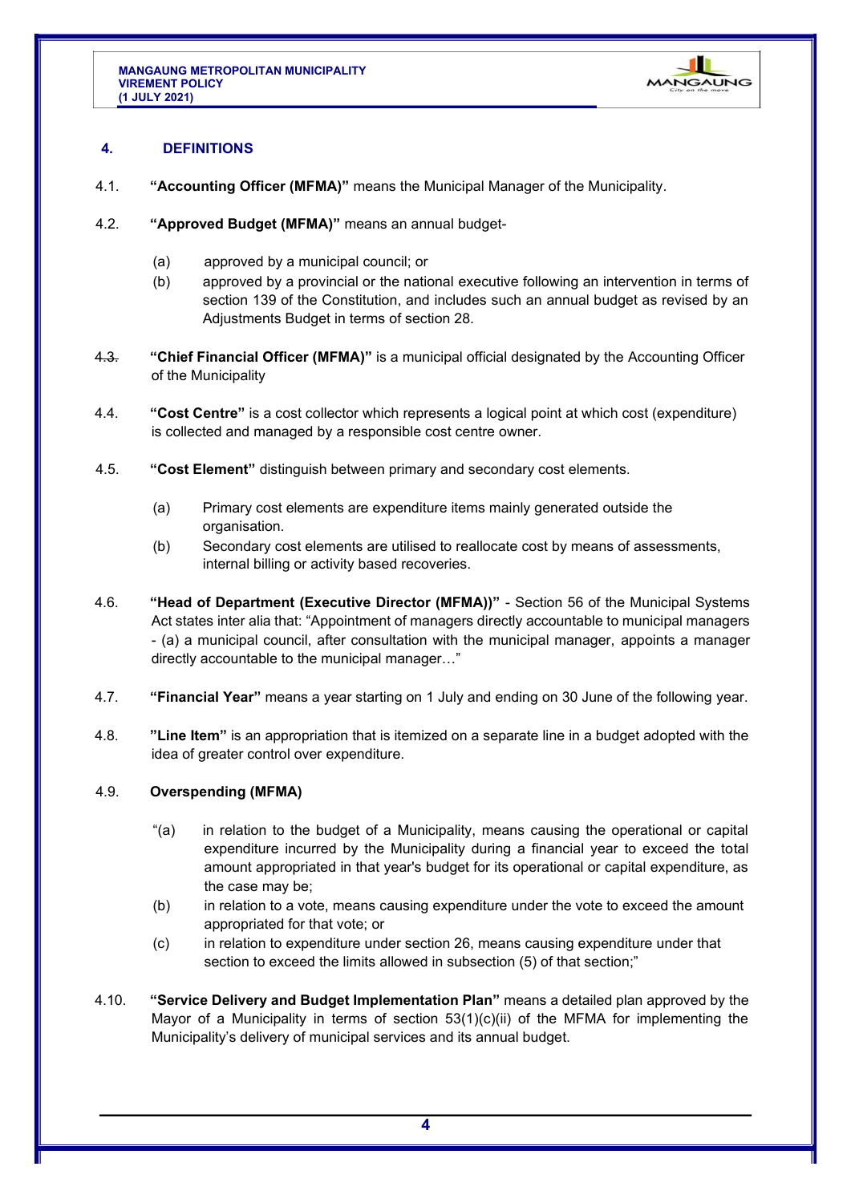## 4. DEFINITIONS

4.1. **"Accounting Officer (MFMA)"** means the Municipal Manager of the Municipality.

4.2. **"Approved Budget (MFMA)"** means an annual budget-

- (a) approved by a municipal council; or
- (b) approved by a provincial or the national executive following an intervention in terms of section 139 of the Constitution, and includes such an annual budget as revised by an Adjustments Budget in terms of section 28.

4.3. **"Chief Financial Officer (MFMA)"** is a municipal official designated by the Accounting Officer of the Municipality

4.4. **"Cost Centre"** is a cost collector which represents a logical point at which cost (expenditure) is collected and managed by a responsible cost centre owner.

4.5. **"Cost Element"** distinguish between primary and secondary cost elements.

- (a) Primary cost elements are expenditure items mainly generated outside the organisation.
- (b) Secondary cost elements are utilised to reallocate cost by means of assessments, internal billing or activity based recoveries.

4.6. **"Head of Department (Executive Director (MFMA))"** - Section 56 of the Municipal Systems Act states inter alia that: "Appointment of managers directly accountable to municipal managers - (a) a municipal council, after consultation with the municipal manager, appoints a manager directly accountable to the municipal manager…"

4.7. **"Financial Year"** means a year starting on 1 July and ending on 30 June of the following year.

4.8. **"Line Item"** is an appropriation that is itemized on a separate line in a budget adopted with the idea of greater control over expenditure.

4.9. **Overspending (MFMA)**

- "(a) in relation to the budget of a Municipality, means causing the operational or capital expenditure incurred by the Municipality during a financial year to exceed the total amount appropriated in that year's budget for its operational or capital expenditure, as the case may be;
- (b) in relation to a vote, means causing expenditure under the vote to exceed the amount appropriated for that vote; or
- (c) in relation to expenditure under section 26, means causing expenditure under that section to exceed the limits allowed in subsection (5) of that section;"

4.10. **"Service Delivery and Budget Implementation Plan"** means a detailed plan approved by the Mayor of a Municipality in terms of section 53(1)(c)(ii) of the MFMA for implementing the Municipality's delivery of municipal services and its annual budget.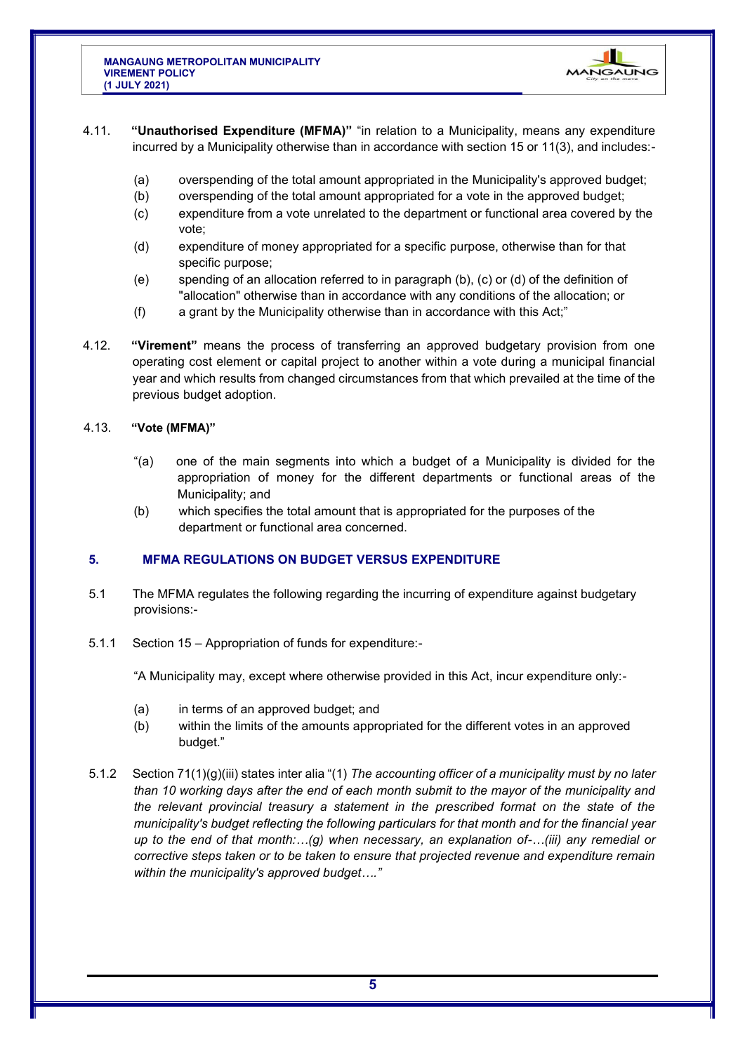4.11. **"Unauthorised Expenditure (MFMA)"** "in relation to a Municipality, means any expenditure incurred by a Municipality otherwise than in accordance with section 15 or 11(3), and includes:-

- (a) overspending of the total amount appropriated in the Municipality's approved budget;
- (b) overspending of the total amount appropriated for a vote in the approved budget;
- (c) expenditure from a vote unrelated to the department or functional area covered by the vote;
- (d) expenditure of money appropriated for a specific purpose, otherwise than for that specific purpose;
- (e) spending of an allocation referred to in paragraph (b), (c) or (d) of the definition of "allocation" otherwise than in accordance with any conditions of the allocation; or
- (f) a grant by the Municipality otherwise than in accordance with this Act;"

4.12. **"Virement"** means the process of transferring an approved budgetary provision from one operating cost element or capital project to another within a vote during a municipal financial year and which results from changed circumstances from that which prevailed at the time of the previous budget adoption.

4.13. **"Vote (MFMA)"**

- "(a) one of the main segments into which a budget of a Municipality is divided for the appropriation of money for the different departments or functional areas of the Municipality; and
- (b) which specifies the total amount that is appropriated for the purposes of the department or functional area concerned.

## 5. MFMA REGULATIONS ON BUDGET VERSUS EXPENDITURE

5.1 The MFMA regulates the following regarding the incurring of expenditure against budgetary provisions:-

5.1.1 Section 15 – Appropriation of funds for expenditure:-

"A Municipality may, except where otherwise provided in this Act, incur expenditure only:-

- (a) in terms of an approved budget; and
- (b) within the limits of the amounts appropriated for the different votes in an approved budget."

5.1.2 Section 71(1)(g)(iii) states inter alia "(1) *The accounting officer of a municipality must by no later than 10 working days after the end of each month submit to the mayor of the municipality and the relevant provincial treasury a statement in the prescribed format on the state of the municipality's budget reflecting the following particulars for that month and for the financial year up to the end of that month:…(g) when necessary, an explanation of-…(iii) any remedial or corrective steps taken or to be taken to ensure that projected revenue and expenditure remain within the municipality's approved budget…."*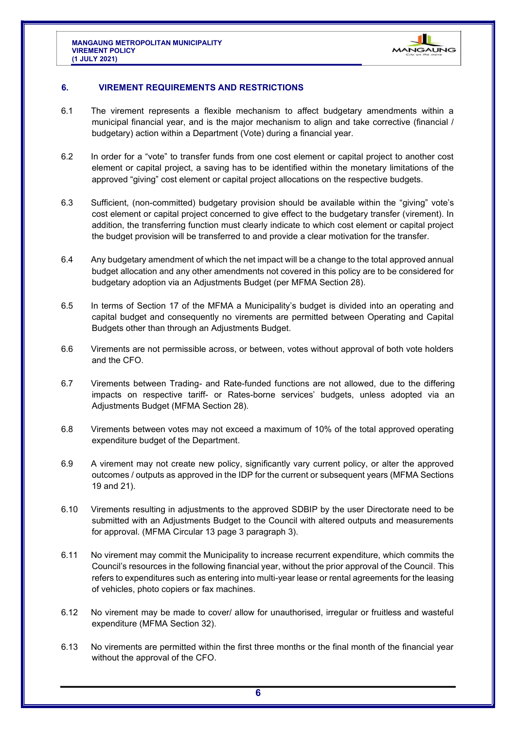## 6. VIREMENT REQUIREMENTS AND RESTRICTIONS

6.1 The virement represents a flexible mechanism to affect budgetary amendments within a municipal financial year, and is the major mechanism to align and take corrective (financial / budgetary) action within a Department (Vote) during a financial year.

6.2 In order for a "vote" to transfer funds from one cost element or capital project to another cost element or capital project, a saving has to be identified within the monetary limitations of the approved "giving" cost element or capital project allocations on the respective budgets.

6.3 Sufficient, (non-committed) budgetary provision should be available within the "giving" vote's cost element or capital project concerned to give effect to the budgetary transfer (virement). In addition, the transferring function must clearly indicate to which cost element or capital project the budget provision will be transferred to and provide a clear motivation for the transfer.

6.4 Any budgetary amendment of which the net impact will be a change to the total approved annual budget allocation and any other amendments not covered in this policy are to be considered for budgetary adoption via an Adjustments Budget (per MFMA Section 28).

6.5 In terms of Section 17 of the MFMA a Municipality's budget is divided into an operating and capital budget and consequently no virements are permitted between Operating and Capital Budgets other than through an Adjustments Budget.

6.6 Virements are not permissible across, or between, votes without approval of both vote holders and the CFO.

6.7 Virements between Trading- and Rate-funded functions are not allowed, due to the differing impacts on respective tariff- or Rates-borne services' budgets, unless adopted via an Adjustments Budget (MFMA Section 28).

6.8 Virements between votes may not exceed a maximum of 10% of the total approved operating expenditure budget of the Department.

6.9 A virement may not create new policy, significantly vary current policy, or alter the approved outcomes / outputs as approved in the IDP for the current or subsequent years (MFMA Sections 19 and 21).

6.10 Virements resulting in adjustments to the approved SDBIP by the user Directorate need to be submitted with an Adjustments Budget to the Council with altered outputs and measurements for approval. (MFMA Circular 13 page 3 paragraph 3).

6.11 No virement may commit the Municipality to increase recurrent expenditure, which commits the Council's resources in the following financial year, without the prior approval of the Council. This refers to expenditures such as entering into multi-year lease or rental agreements for the leasing of vehicles, photo copiers or fax machines.

6.12 No virement may be made to cover/ allow for unauthorised, irregular or fruitless and wasteful expenditure (MFMA Section 32).

6.13 No virements are permitted within the first three months or the final month of the financial year without the approval of the CFO.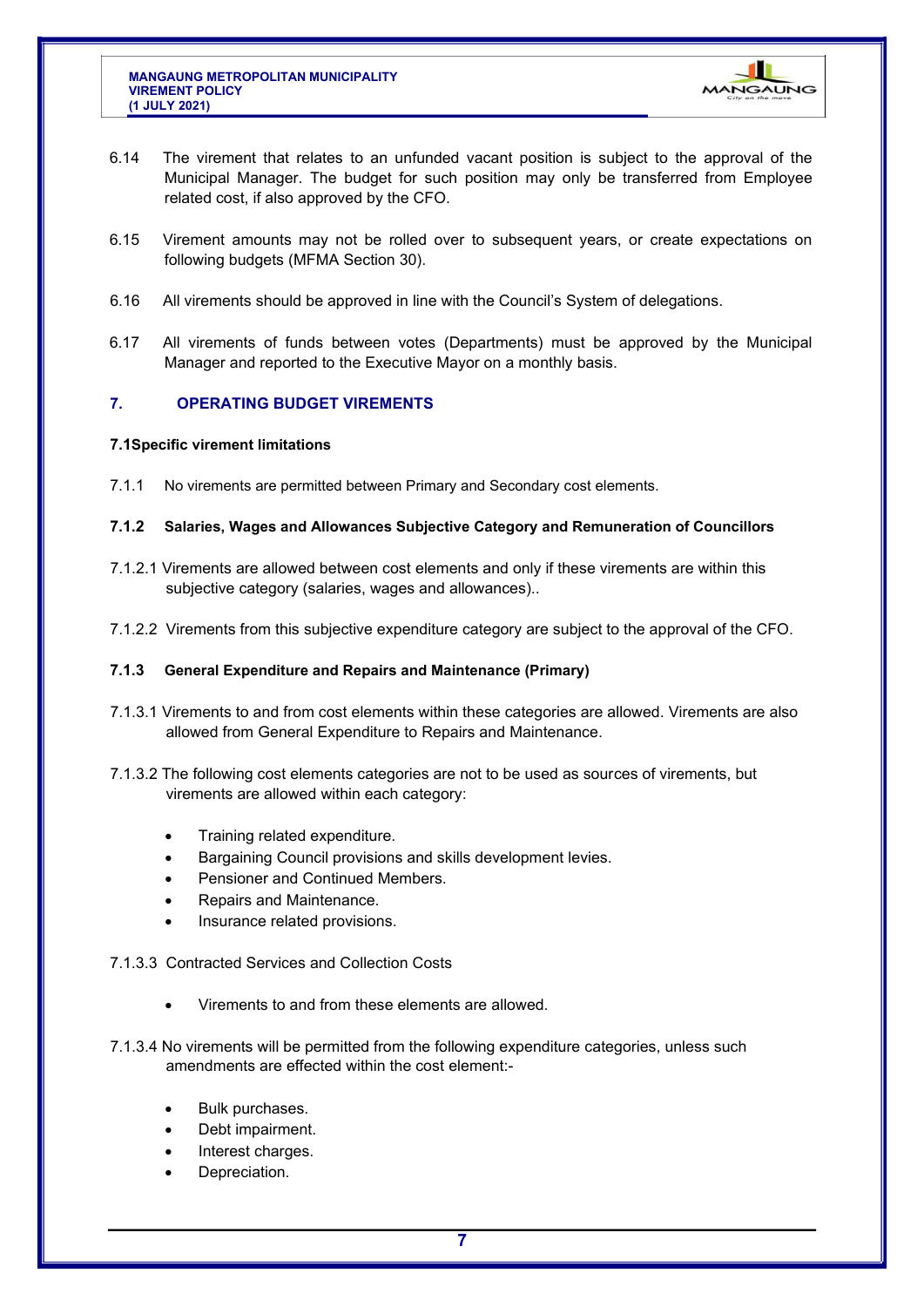6.14 The virement that relates to an unfunded vacant position is subject to the approval of the Municipal Manager. The budget for such position may only be transferred from Employee related cost, if also approved by the CFO.

6.15 Virement amounts may not be rolled over to subsequent years, or create expectations on following budgets (MFMA Section 30).

6.16 All virements should be approved in line with the Council's System of delegations.

6.17 All virements of funds between votes (Departments) must be approved by the Municipal Manager and reported to the Executive Mayor on a monthly basis.

## 7. OPERATING BUDGET VIREMENTS

**7.1Specific virement limitations**

7.1.1 No virements are permitted between Primary and Secondary cost elements.

**7.1.2 Salaries, Wages and Allowances Subjective Category and Remuneration of Councillors**

7.1.2.1 Virements are allowed between cost elements and only if these virements are within this subjective category (salaries, wages and allowances)..

7.1.2.2 Virements from this subjective expenditure category are subject to the approval of the CFO.

**7.1.3 General Expenditure and Repairs and Maintenance (Primary)**

7.1.3.1 Virements to and from cost elements within these categories are allowed. Virements are also allowed from General Expenditure to Repairs and Maintenance.

7.1.3.2 The following cost elements categories are not to be used as sources of virements, but virements are allowed within each category:

- Training related expenditure.
- Bargaining Council provisions and skills development levies.
- Pensioner and Continued Members.
- Repairs and Maintenance.
- Insurance related provisions.

7.1.3.3 Contracted Services and Collection Costs

- Virements to and from these elements are allowed.

7.1.3.4 No virements will be permitted from the following expenditure categories, unless such amendments are effected within the cost element:-

- Bulk purchases.
- Debt impairment.
- Interest charges.
- Depreciation.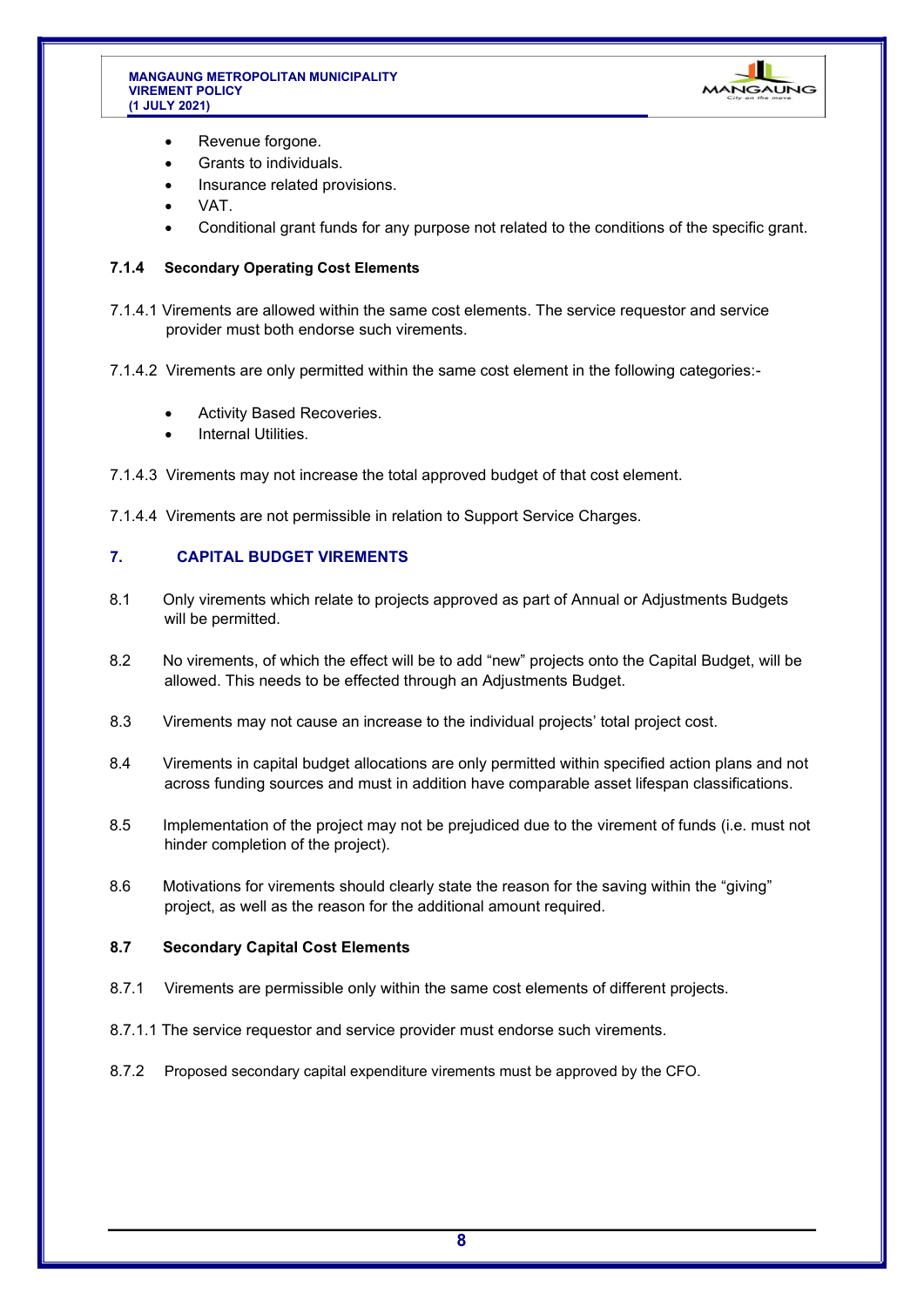- Revenue forgone.
- Grants to individuals.
- Insurance related provisions.
- VAT.
- Conditional grant funds for any purpose not related to the conditions of the specific grant.

#### 7.1.4 Secondary Operating Cost Elements

7.1.4.1 Virements are allowed within the same cost elements. The service requestor and service provider must both endorse such virements.

7.1.4.2 Virements are only permitted within the same cost element in the following categories:-

- Activity Based Recoveries.
- Internal Utilities.

7.1.4.3 Virements may not increase the total approved budget of that cost element.

7.1.4.4 Virements are not permissible in relation to Support Service Charges.

## 7. CAPITAL BUDGET VIREMENTS

8.1 Only virements which relate to projects approved as part of Annual or Adjustments Budgets will be permitted.

8.2 No virements, of which the effect will be to add "new" projects onto the Capital Budget, will be allowed. This needs to be effected through an Adjustments Budget.

8.3 Virements may not cause an increase to the individual projects' total project cost.

8.4 Virements in capital budget allocations are only permitted within specified action plans and not across funding sources and must in addition have comparable asset lifespan classifications.

8.5 Implementation of the project may not be prejudiced due to the virement of funds (i.e. must not hinder completion of the project).

8.6 Motivations for virements should clearly state the reason for the saving within the "giving" project, as well as the reason for the additional amount required.

#### 8.7 Secondary Capital Cost Elements

8.7.1 Virements are permissible only within the same cost elements of different projects.

8.7.1.1 The service requestor and service provider must endorse such virements.

8.7.2 Proposed secondary capital expenditure virements must be approved by the CFO.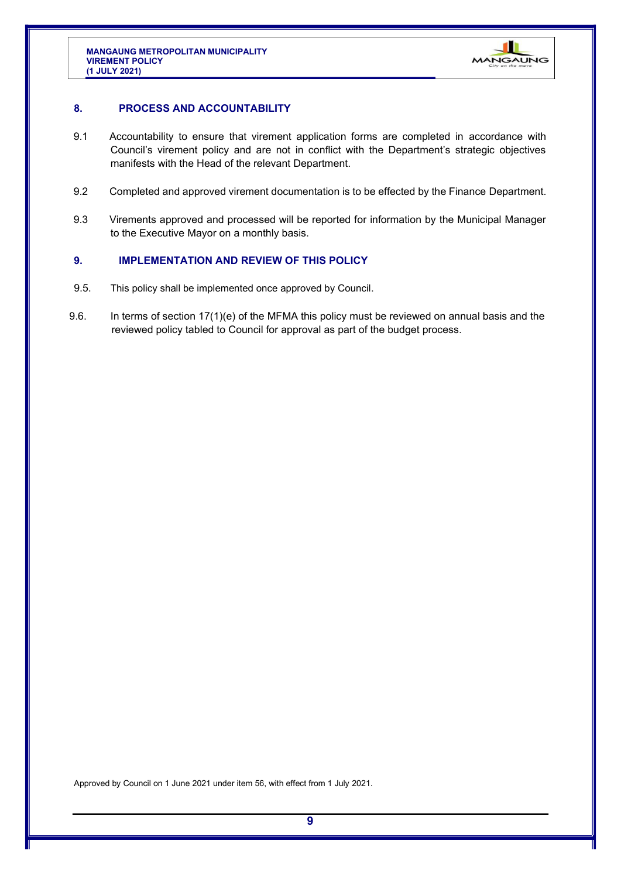## 8. PROCESS AND ACCOUNTABILITY

9.1 Accountability to ensure that virement application forms are completed in accordance with Council's virement policy and are not in conflict with the Department's strategic objectives manifests with the Head of the relevant Department.

9.2 Completed and approved virement documentation is to be effected by the Finance Department.

9.3 Virements approved and processed will be reported for information by the Municipal Manager to the Executive Mayor on a monthly basis.

## 9. IMPLEMENTATION AND REVIEW OF THIS POLICY

9.5. This policy shall be implemented once approved by Council.

9.6. In terms of section 17(1)(e) of the MFMA this policy must be reviewed on annual basis and the reviewed policy tabled to Council for approval as part of the budget process.

Approved by Council on 1 June 2021 under item 56, with effect from 1 July 2021.